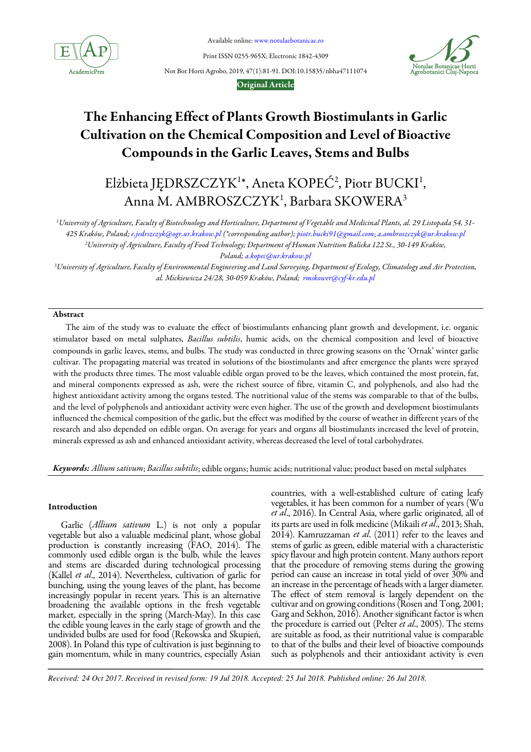Available online: www.notulaebotanicae.ro

Print ISSN 0255-965X; Electronic 1842-4309

Not Bot Horti Agrobo, 2019, 47(1):81-91. DOI:10.15835/nbha47111074

**Original Article**

# The Enhancing Effect of Plants Growth Biostimulants in Garlic Cultivation on the Chemical Composition and Level of Bioactive Compounds in the Garlic Leaves, Stems and Bulbs

Elżbieta JĘDRSZCZYK[1]*, Aneta KOPEĆ[2], Piotr BUCKI[1], Anna M. AMBROSZCZYK[1], Barbara SKOWERA[3]

[1]University of Agriculture, Faculty of Biotechnology and Horticulture, Department of Vegetable and Medicinal Plants, al. 29 Listopada 54, 31-425 Kraków, Poland; e.jedrszczyk@ogr.ur.krakow.pl (*corresponding author); piotr.bucki91@gmail.com; a.ambroszczyk@ur.krakow.pl
[2]University of Agriculture, Faculty of Food Technology; Department of Human Nutrition Balicka 122 St., 30-149 Kraków, Poland; a.kopec@ur.krakow.pl
[3]University of Agriculture, Faculty of Environmental Engineering and Land Surveying, Department of Ecology, Climatology and Air Protection, al. Mickiewicza 24/28, 30-059 Kraków, Poland; rmskower@cyf-kr.edu.pl

## Abstract

The aim of the study was to evaluate the effect of biostimulants enhancing plant growth and development, i.e. organic stimulator based on metal sulphates, *Bacillus subtilis*, humic acids, on the chemical composition and level of bioactive compounds in garlic leaves, stems, and bulbs. The study was conducted in three growing seasons on the 'Ornak' winter garlic cultivar. The propagating material was treated in solutions of the biostimulants and after emergence the plants were sprayed with the products three times. The most valuable edible organ proved to be the leaves, which contained the most protein, fat, and mineral components expressed as ash, were the richest source of fibre, vitamin C, and polyphenols, and also had the highest antioxidant activity among the organs tested. The nutritional value of the stems was comparable to that of the bulbs, and the level of polyphenols and antioxidant activity were even higher. The use of the growth and development biostimulants influenced the chemical composition of the garlic, but the effect was modified by the course of weather in different years of the research and also depended on edible organ. On average for years and organs all biostimulants increased the level of protein, minerals expressed as ash and enhanced antioxidant activity, whereas decreased the level of total carbohydrates.

***Keywords:*** *Allium sativum*; *Bacillus subtilis*; edible organs; humic acids; nutritional value; product based on metal sulphates

## Introduction

Garlic (*Allium sativum* L.) is not only a popular vegetable but also a valuable medicinal plant, whose global production is constantly increasing (FAO, 2014). The commonly used edible organ is the bulb, while the leaves and stems are discarded during technological processing (Kallel *et al*., 2014). Nevertheless, cultivation of garlic for bunching, using the young leaves of the plant, has become increasingly popular in recent years. This is an alternative broadening the available options in the fresh vegetable market, especially in the spring (March-May). In this case the edible young leaves in the early stage of growth and the undivided bulbs are used for food (Rekowska and Skupień, 2008). In Poland this type of cultivation is just beginning to gain momentum, while in many countries, especially Asian countries, with a well-established culture of eating leafy vegetables, it has been common for a number of years (Wu *et al*., 2016). In Central Asia, where garlic originated, all of its parts are used in folk medicine (Mikaili *et al*., 2013; Shah, 2014). Kamruzzaman *et al*. (2011) refer to the leaves and stems of garlic as green, edible material with a characteristic spicy flavour and high protein content. Many authors report that the procedure of removing stems during the growing period can cause an increase in total yield of over 30% and an increase in the percentage of heads with a larger diameter. The effect of stem removal is largely dependent on the cultivar and on growing conditions (Rosen and Tong, 2001; Garg and Sekhon, 2016). Another significant factor is when the procedure is carried out (Pelter *et al*., 2005). The stems are suitable as food, as their nutritional value is comparable to that of the bulbs and their level of bioactive compounds such as polyphenols and their antioxidant activity is even

*Received: 24 Oct 2017. Received in revised form: 19 Jul 2018. Accepted: 25 Jul 2018. Published online: 26 Jul 2018.*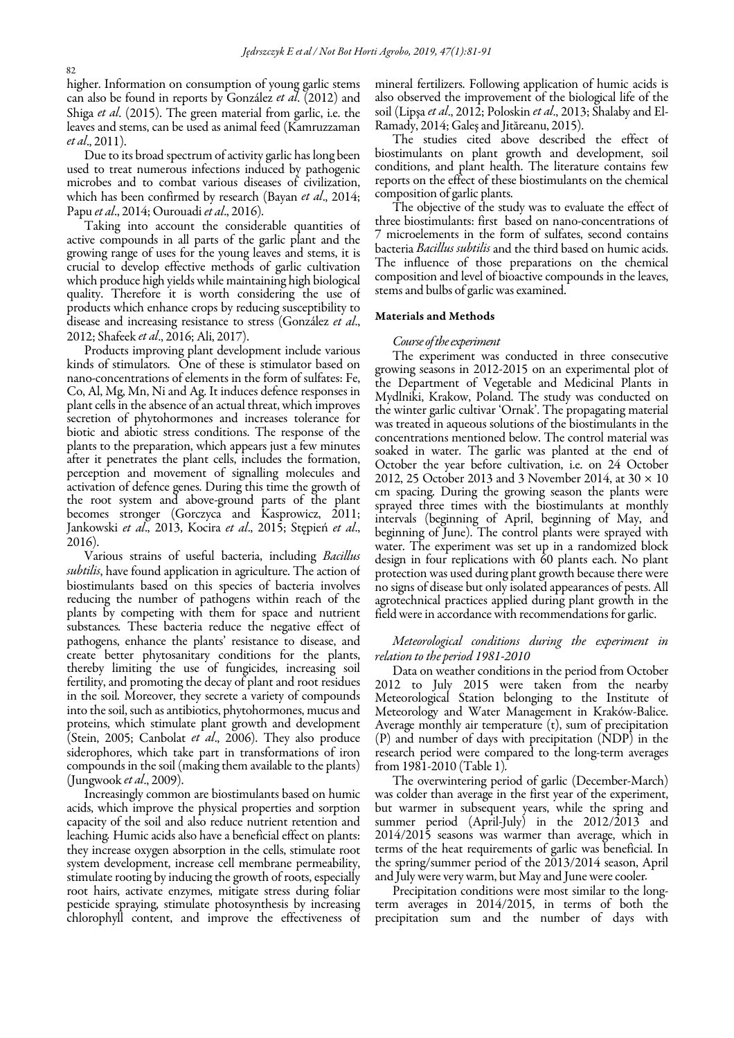higher. Information on consumption of young garlic stems can also be found in reports by González *et al*. (2012) and Shiga *et al*. (2015). The green material from garlic, i.e. the leaves and stems, can be used as animal feed (Kamruzzaman *et al*., 2011).

Due to its broad spectrum of activity garlic has long been used to treat numerous infections induced by pathogenic microbes and to combat various diseases of civilization, which has been confirmed by research (Bayan *et al*., 2014; Papu *et al*., 2014; Ourouadi *et al*., 2016).

Taking into account the considerable quantities of active compounds in all parts of the garlic plant and the growing range of uses for the young leaves and stems, it is crucial to develop effective methods of garlic cultivation which produce high yields while maintaining high biological quality. Therefore it is worth considering the use of products which enhance crops by reducing susceptibility to disease and increasing resistance to stress (González *et al*., 2012; Shafeek *et al*., 2016; Ali, 2017).

Products improving plant development include various kinds of stimulators. One of these is stimulator based on nano-concentrations of elements in the form of sulfates: Fe, Co, Al, Mg, Mn, Ni and Ag. It induces defence responses in plant cells in the absence of an actual threat, which improves secretion of phytohormones and increases tolerance for biotic and abiotic stress conditions. The response of the plants to the preparation, which appears just a few minutes after it penetrates the plant cells, includes the formation, perception and movement of signalling molecules and activation of defence genes. During this time the growth of the root system and above-ground parts of the plant becomes stronger (Gorczyca and Kasprowicz, 2011; Jankowski *et al*., 2013, Kocira *et al*., 2015; Stępień *et al*., 2016).

Various strains of useful bacteria, including *Bacillus subtilis*, have found application in agriculture. The action of biostimulants based on this species of bacteria involves reducing the number of pathogens within reach of the plants by competing with them for space and nutrient substances. These bacteria reduce the negative effect of pathogens, enhance the plants' resistance to disease, and create better phytosanitary conditions for the plants, thereby limiting the use of fungicides, increasing soil fertility, and promoting the decay of plant and root residues in the soil. Moreover, they secrete a variety of compounds into the soil, such as antibiotics, phytohormones, mucus and proteins, which stimulate plant growth and development (Stein, 2005; Canbolat *et al*., 2006). They also produce siderophores, which take part in transformations of iron compounds in the soil (making them available to the plants) (Jungwook *et al*., 2009).

Increasingly common are biostimulants based on humic acids, which improve the physical properties and sorption capacity of the soil and also reduce nutrient retention and leaching. Humic acids also have a beneficial effect on plants: they increase oxygen absorption in the cells, stimulate root system development, increase cell membrane permeability, stimulate rooting by inducing the growth of roots, especially root hairs, activate enzymes, mitigate stress during foliar pesticide spraying, stimulate photosynthesis by increasing chlorophyll content, and improve the effectiveness of mineral fertilizers. Following application of humic acids is also observed the improvement of the biological life of the soil (Lipşa *et al*., 2012; Poloskin *et al*., 2013; Shalaby and El-Ramady, 2014; Galeş and Jităreanu, 2015).

The studies cited above described the effect of biostimulants on plant growth and development, soil conditions, and plant health. The literature contains few reports on the effect of these biostimulants on the chemical composition of garlic plants.

The objective of the study was to evaluate the effect of three biostimulants: first based on nano-concentrations of 7 microelements in the form of sulfates, second contains bacteria *Bacillus subtilis* and the third based on humic acids. The influence of those preparations on the chemical composition and level of bioactive compounds in the leaves, stems and bulbs of garlic was examined.

## Materials and Methods

### *Course of the experiment*

The experiment was conducted in three consecutive growing seasons in 2012-2015 on an experimental plot of the Department of Vegetable and Medicinal Plants in Mydlniki, Krakow, Poland. The study was conducted on the winter garlic cultivar 'Ornak'. The propagating material was treated in aqueous solutions of the biostimulants in the concentrations mentioned below. The control material was soaked in water. The garlic was planted at the end of October the year before cultivation, i.e. on 24 October 2012, 25 October 2013 and 3 November 2014, at 30 × 10 cm spacing. During the growing season the plants were sprayed three times with the biostimulants at monthly intervals (beginning of April, beginning of May, and beginning of June). The control plants were sprayed with water. The experiment was set up in a randomized block design in four replications with 60 plants each. No plant protection was used during plant growth because there were no signs of disease but only isolated appearances of pests. All agrotechnical practices applied during plant growth in the field were in accordance with recommendations for garlic.

### *Meteorological conditions during the experiment in relation to the period 1981-2010*

Data on weather conditions in the period from October 2012 to July 2015 were taken from the nearby Meteorological Station belonging to the Institute of Meteorology and Water Management in Kraków-Balice. Average monthly air temperature (t), sum of precipitation (P) and number of days with precipitation (NDP) in the research period were compared to the long-term averages from 1981-2010 (Table 1).

The overwintering period of garlic (December-March) was colder than average in the first year of the experiment, but warmer in subsequent years, while the spring and summer period (April-July) in the 2012/2013 and 2014/2015 seasons was warmer than average, which in terms of the heat requirements of garlic was beneficial. In the spring/summer period of the 2013/2014 season, April and July were very warm, but May and June were cooler.

Precipitation conditions were most similar to the long-term averages in 2014/2015, in terms of both the precipitation sum and the number of days with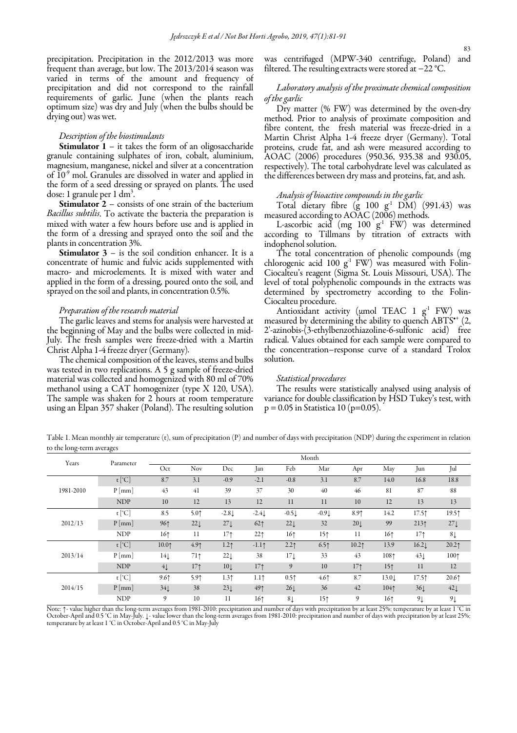precipitation. Precipitation in the 2012/2013 was more frequent than average, but low. The 2013/2014 season was varied in terms of the amount and frequency of precipitation and did not correspond to the rainfall requirements of garlic. June (when the plants reach optimum size) was dry and July (when the bulbs should be drying out) was wet.

### *Description of the biostimulants*

**Stimulator 1** – it takes the form of an oligosaccharide granule containing sulphates of iron, cobalt, aluminium, magnesium, manganese, nickel and silver at a concentration of $10^{-9}$ mol. Granules are dissolved in water and applied in the form of a seed dressing or sprayed on plants. The used dose: 1 granule per 1 $dm^3$.

**Stimulator 2** – consists of one strain of the bacterium *Bacillus subtilis*. To activate the bacteria the preparation is mixed with water a few hours before use and is applied in the form of a dressing and sprayed onto the soil and the plants in concentration 3%.

**Stimulator 3** – is the soil condition enhancer. It is a concentrate of humic and fulvic acids supplemented with macro- and microelements. It is mixed with water and applied in the form of a dressing, poured onto the soil, and sprayed on the soil and plants, in concentration 0.5%.

### *Preparation of the research material*

The garlic leaves and stems for analysis were harvested at the beginning of May and the bulbs were collected in mid-July. The fresh samples were freeze-dried with a Martin Christ Alpha 1-4 freeze dryer (Germany).

The chemical composition of the leaves, stems and bulbs was tested in two replications. A 5 g sample of freeze-dried material was collected and homogenized with 80 ml of 70% methanol using a CAT homogenizer (type X 120, USA). The sample was shaken for 2 hours at room temperature using an Elpan 357 shaker (Poland). The resulting solution was centrifuged (MPW-340 centrifuge, Poland) and filtered. The resulting extracts were stored at −22 °C.

### *Laboratory analysis of the proximate chemical composition of the garlic*

Dry matter (% FW) was determined by the oven-dry method. Prior to analysis of proximate composition and fibre content, the fresh material was freeze-dried in a Martin Christ Alpha 1-4 freeze dryer (Germany). Total proteins, crude fat, and ash were measured according to AOAC (2006) procedures (950.36, 935.38 and 930.05, respectively). The total carbohydrate level was calculated as the differences between dry mass and proteins, fat, and ash.

### *Analysis of bioactive compounds in the garlic*

Total dietary fibre (g 100 $g^{-1}$ DM) (991.43) was measured according to AOAC (2006) methods.

L-ascorbic acid (mg 100 $g^{-1}$ FW) was determined according to Tillmans by titration of extracts with indophenol solution.

The total concentration of phenolic compounds (mg chlorogenic acid 100 $g^{-1}$ FW) was measured with Folin-Ciocalteu's reagent (Sigma St. Louis Missouri, USA). The level of total polyphenolic compounds in the extracts was determined by spectrometry according to the Folin-Ciocalteu procedure.

Antioxidant activity (μmol TEAC 1 $g^{-1}$ FW) was measured by determining the ability to quench $ABTS^{\bullet+}$ (2, 2'-azinobis-(3-ethylbenzothiazoline-6-sulfonic acid) free radical. Values obtained for each sample were compared to the concentration–response curve of a standard Trolox solution.

### *Statistical procedures*

The results were statistically analysed using analysis of variance for double classification by HSD Tukey's test, with $p = 0.05$ in Statistica 10 ($p=0.05$).

Table 1. Mean monthly air temperature (t), sum of precipitation (P) and number of days with precipitation (NDP) during the experiment in relation to the long-term averages

| Years | Parameter | Month | | | | | | | | | |
|---|---|---|---|---|---|---|---|---|---|---|---|
| | | Oct | Nov | Dec | Jan | Feb | Mar | Apr | May | Jun | Jul |
| 1981-2010 | t [°C] | 8.7 | 3.1 | -0.9 | -2.1 | -0.8 | 3.1 | 8.7 | 14.0 | 16.8 | 18.8 |
| | P [mm] | 43 | 41 | 39 | 37 | 30 | 40 | 46 | 81 | 87 | 88 |
| | NDP | 10 | 12 | 13 | 12 | 11 | 11 | 10 | 12 | 13 | 13 |
| 2012/13 | t [°C] | 8.5 | 5.0↑ | -2.8↓ | -2.4↓ | -0.5↓ | -0.9↓ | 8.9↑ | 14.2 | 17.5↑ | 19.5↑ |
| | P [mm] | 96↑ | 22↓ | 27↓ | 62↑ | 22↓ | 32 | 20↓ | 99 | 213↑ | 27↓ |
| | NDP | 16↑ | 11 | 17↑ | 22↑ | 16↑ | 15↑ | 11 | 16↑ | 17↑ | 8↓ |
| 2013/14 | t [°C] | 10.0↑ | 4.9↑ | 1.2↑ | -1.1↑ | 2.2↑ | 6.5↑ | 10.2↑ | 13.9 | 16.2↓ | 20.2↑ |
| | P [mm] | 14↓ | 71↑ | 22↓ | 38 | 17↓ | 33 | 43 | 108↑ | 43↓ | 100↑ |
| | NDP | 4↓ | 17↑ | 10↓ | 17↑ | 9 | 10 | 17↑ | 15↑ | 11 | 12 |
| 2014/15 | t [°C] | 9.6↑ | 5.9↑ | 1.3↑ | 1.1↑ | 0.5↑ | 4.6↑ | 8.7 | 13.0↓ | 17.5↑ | 20.6↑ |
| | P [mm] | 34↓ | 38 | 23↓ | 49↑ | 26↓ | 36 | 42 | 104↑ | 36↓ | 42↓ |
| | NDP | 9 | 10 | 11 | 16↑ | 8↓ | 15↑ | 9 | 16↑ | 9↓ | 9↓ |

Note: ↑- value higher than the long-term averages from 1981-2010: precipitation and number of days with precipitation by at least 25%; temperature by at least 1 °C in October-April and 0.5 °C in May-July. ↓- value lower than the long-term averages from 1981-2010: precipitation and number of days with precipitation by at least 25%; temperature by at least 1 °C in October-April and 0.5 °C in May-July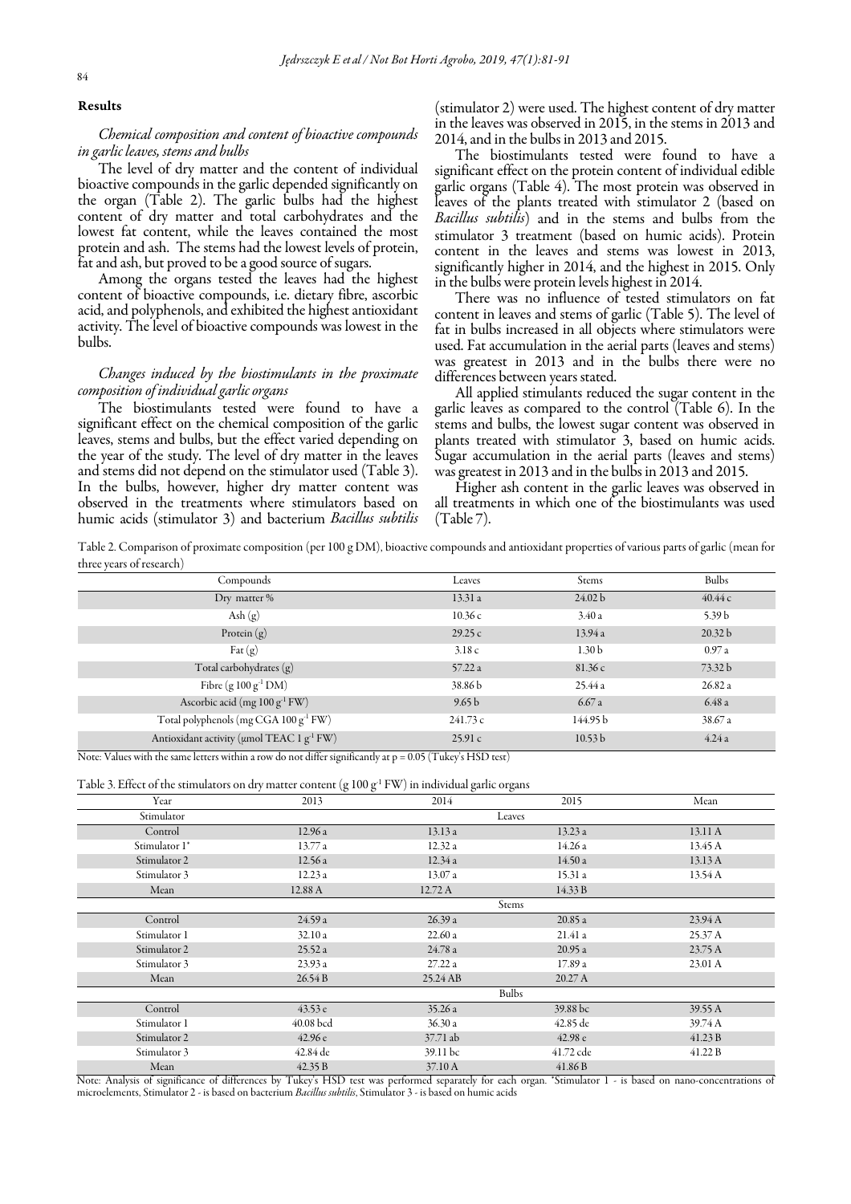## Results

### *Chemical composition and content of bioactive compounds in garlic leaves, stems and bulbs*

The level of dry matter and the content of individual bioactive compounds in the garlic depended significantly on the organ (Table 2). The garlic bulbs had the highest content of dry matter and total carbohydrates and the lowest fat content, while the leaves contained the most protein and ash. The stems had the lowest levels of protein, fat and ash, but proved to be a good source of sugars.

Among the organs tested the leaves had the highest content of bioactive compounds, i.e. dietary fibre, ascorbic acid, and polyphenols, and exhibited the highest antioxidant activity. The level of bioactive compounds was lowest in the bulbs.

### *Changes induced by the biostimulants in the proximate composition of individual garlic organs*

The biostimulants tested were found to have a significant effect on the chemical composition of the garlic leaves, stems and bulbs, but the effect varied depending on the year of the study. The level of dry matter in the leaves and stems did not depend on the stimulator used (Table 3). In the bulbs, however, higher dry matter content was observed in the treatments where stimulators based on humic acids (stimulator 3) and bacterium *Bacillus subtilis* (stimulator 2) were used. The highest content of dry matter in the leaves was observed in 2015, in the stems in 2013 and 2014, and in the bulbs in 2013 and 2015.

The biostimulants tested were found to have a significant effect on the protein content of individual edible garlic organs (Table 4). The most protein was observed in leaves of the plants treated with stimulator 2 (based on *Bacillus subtilis*) and in the stems and bulbs from the stimulator 3 treatment (based on humic acids). Protein content in the leaves and stems was lowest in 2013, significantly higher in 2014, and the highest in 2015. Only in the bulbs were protein levels highest in 2014.

There was no influence of tested stimulators on fat content in leaves and stems of garlic (Table 5). The level of fat in bulbs increased in all objects where stimulators were used. Fat accumulation in the aerial parts (leaves and stems) was greatest in 2013 and in the bulbs there were no differences between years stated.

All applied stimulants reduced the sugar content in the garlic leaves as compared to the control (Table 6). In the stems and bulbs, the lowest sugar content was observed in plants treated with stimulator 3, based on humic acids. Sugar accumulation in the aerial parts (leaves and stems) was greatest in 2013 and in the bulbs in 2013 and 2015.

Higher ash content in the garlic leaves was observed in all treatments in which one of the biostimulants was used (Table 7).

Table 2. Comparison of proximate composition (per 100 g DM), bioactive compounds and antioxidant properties of various parts of garlic (mean for three years of research)

| Compounds | Leaves | Stems | Bulbs |
|---|---|---|---|
| Dry matter % | 13.31 a | 24.02 b | 40.44 c |
| Ash (g) | 10.36 c | 3.40 a | 5.39 b |
| Protein (g) | 29.25 c | 13.94 a | 20.32 b |
| Fat (g) | 3.18 c | 1.30 b | 0.97 a |
| Total carbohydrates (g) | 57.22 a | 81.36 c | 73.32 b |
| Fibre (g 100 $g^{-1}$ DM) | 38.86 b | 25.44 a | 26.82 a |
| Ascorbic acid (mg 100 $g^{-1}$ FW) | 9.65 b | 6.67 a | 6.48 a |
| Total polyphenols (mg CGA 100 $g^{-1}$ FW) | 241.73 c | 144.95 b | 38.67 a |
| Antioxidant activity (μmol TEAC 1 $g^{-1}$ FW) | 25.91 c | 10.53 b | 4.24 a |

Note: Values with the same letters within a row do not differ significantly at p = 0.05 (Tukey's HSD test)

Table 3. Effect of the stimulators on dry matter content (g 100 $g^{-1}$ FW) in individual garlic organs

| Year | 2013 | 2014 | 2015 | Mean |
|---|---|---|---|---|
| Stimulator | | Leaves | | |
| Control | 12.96 a | 13.13 a | 13.23 a | 13.11 A |
| Stimulator 1* | 13.77 a | 12.32 a | 14.26 a | 13.45 A |
| Stimulator 2 | 12.56 a | 12.34 a | 14.50 a | 13.13 A |
| Stimulator 3 | 12.23 a | 13.07 a | 15.31 a | 13.54 A |
| Mean | 12.88 A | 12.72 A | 14.33 B | |
| | | Stems | | |
| Control | 24.59 a | 26.39 a | 20.85 a | 23.94 A |
| Stimulator 1 | 32.10 a | 22.60 a | 21.41 a | 25.37 A |
| Stimulator 2 | 25.52 a | 24.78 a | 20.95 a | 23.75 A |
| Stimulator 3 | 23.93 a | 27.22 a | 17.89 a | 23.01 A |
| Mean | 26.54 B | 25.24 AB | 20.27 A | |
| | | Bulbs | | |
| Control | 43.53 e | 35.26 a | 39.88 bc | 39.55 A |
| Stimulator 1 | 40.08 bcd | 36.30 a | 42.85 de | 39.74 A |
| Stimulator 2 | 42.96 e | 37.71 ab | 42.98 e | 41.23 B |
| Stimulator 3 | 42.84 de | 39.11 bc | 41.72 cde | 41.22 B |
| Mean | 42.35 B | 37.10 A | 41.86 B | |

Note: Analysis of significance of differences by Tukey's HSD test was performed separately for each organ. *Stimulator 1 - is based on nano-concentrations of microelements, Stimulator 2 - is based on bacterium *Bacillus subtilis*, Stimulator 3 - is based on humic acids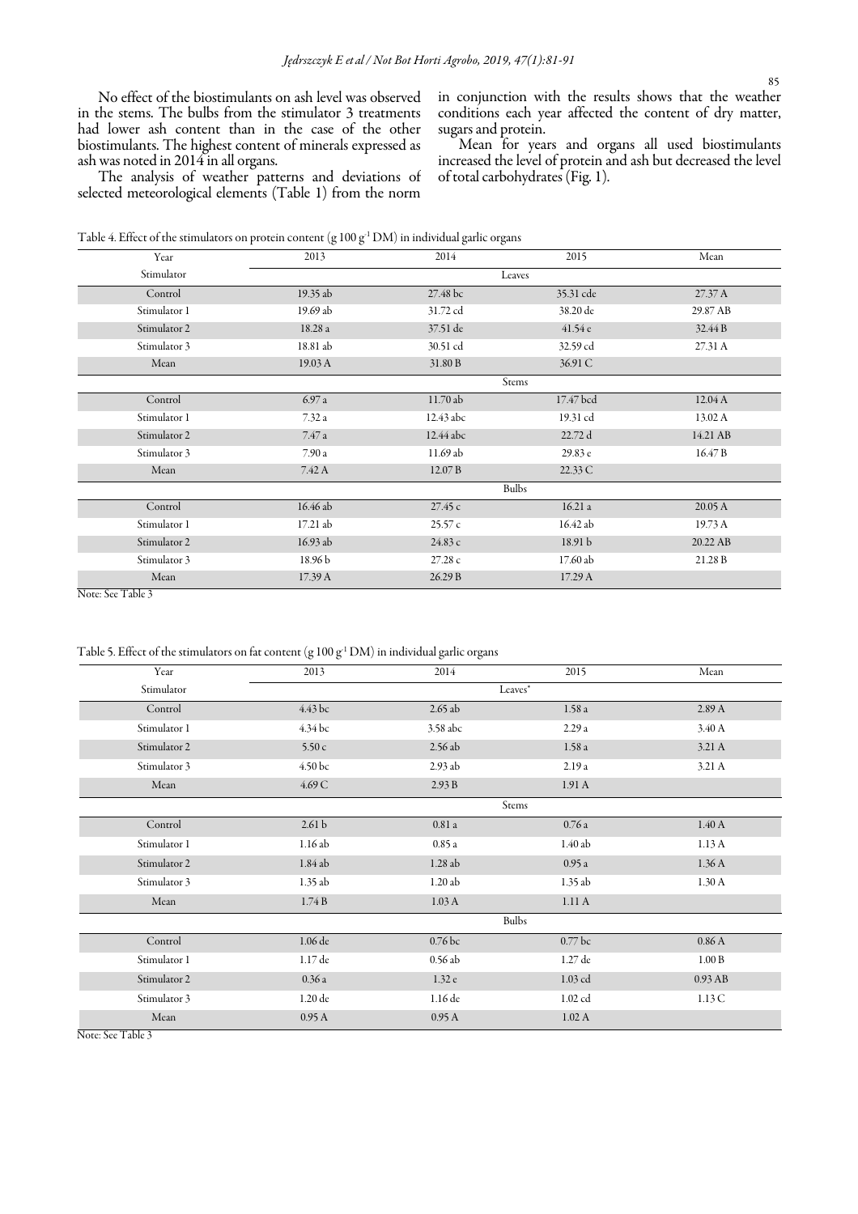No effect of the biostimulants on ash level was observed in the stems. The bulbs from the stimulator 3 treatments had lower ash content than in the case of the other biostimulants. The highest content of minerals expressed as ash was noted in 2014 in all organs.

The analysis of weather patterns and deviations of selected meteorological elements (Table 1) from the norm in conjunction with the results shows that the weather conditions each year affected the content of dry matter, sugars and protein.

Mean for years and organs all used biostimulants increased the level of protein and ash but decreased the level of total carbohydrates (Fig. 1).

Table 4. Effect of the stimulators on protein content (g 100 g$^{-1}$ DM) in individual garlic organs

| Year | 2013 | 2014 | 2015 | Mean |
|---|---|---|---|---|
| Stimulator | | Leaves | | |
| Control | 19.35 ab | 27.48 bc | 35.31 cde | 27.37 A |
| Stimulator 1 | 19.69 ab | 31.72 cd | 38.20 de | 29.87 AB |
| Stimulator 2 | 18.28 a | 37.51 de | 41.54 e | 32.44 B |
| Stimulator 3 | 18.81 ab | 30.51 cd | 32.59 cd | 27.31 A |
| Mean | 19.03 A | 31.80 B | 36.91 C | |
| | | Stems | | |
| Control | 6.97 a | 11.70 ab | 17.47 bcd | 12.04 A |
| Stimulator 1 | 7.32 a | 12.43 abc | 19.31 cd | 13.02 A |
| Stimulator 2 | 7.47 a | 12.44 abc | 22.72 d | 14.21 AB |
| Stimulator 3 | 7.90 a | 11.69 ab | 29.83 e | 16.47 B |
| Mean | 7.42 A | 12.07 B | 22.33 C | |
| | | Bulbs | | |
| Control | 16.46 ab | 27.45 c | 16.21 a | 20.05 A |
| Stimulator 1 | 17.21 ab | 25.57 c | 16.42 ab | 19.73 A |
| Stimulator 2 | 16.93 ab | 24.83 c | 18.91 b | 20.22 AB |
| Stimulator 3 | 18.96 b | 27.28 c | 17.60 ab | 21.28 B |
| Mean | 17.39 A | 26.29 B | 17.29 A | |

Note: See Table 3

Table 5. Effect of the stimulators on fat content (g 100 g$^{-1}$ DM) in individual garlic organs

| Year | 2013 | 2014 | 2015 | Mean |
|---|---|---|---|---|
| Stimulator | | Leaves* | | |
| Control | 4.43 bc | 2.65 ab | 1.58 a | 2.89 A |
| Stimulator 1 | 4.34 bc | 3.58 abc | 2.29 a | 3.40 A |
| Stimulator 2 | 5.50 c | 2.56 ab | 1.58 a | 3.21 A |
| Stimulator 3 | 4.50 bc | 2.93 ab | 2.19 a | 3.21 A |
| Mean | 4.69 C | 2.93 B | 1.91 A | |
| | | Stems | | |
| Control | 2.61 b | 0.81 a | 0.76 a | 1.40 A |
| Stimulator 1 | 1.16 ab | 0.85 a | 1.40 ab | 1.13 A |
| Stimulator 2 | 1.84 ab | 1.28 ab | 0.95 a | 1.36 A |
| Stimulator 3 | 1.35 ab | 1.20 ab | 1.35 ab | 1.30 A |
| Mean | 1.74 B | 1.03 A | 1.11 A | |
| | | Bulbs | | |
| Control | 1.06 de | 0.76 bc | 0.77 bc | 0.86 A |
| Stimulator 1 | 1.17 de | 0.56 ab | 1.27 de | 1.00 B |
| Stimulator 2 | 0.36 a | 1.32 e | 1.03 cd | 0.93 AB |
| Stimulator 3 | 1.20 de | 1.16 de | 1.02 cd | 1.13 C |
| Mean | 0.95 A | 0.95 A | 1.02 A | |

Note: See Table 3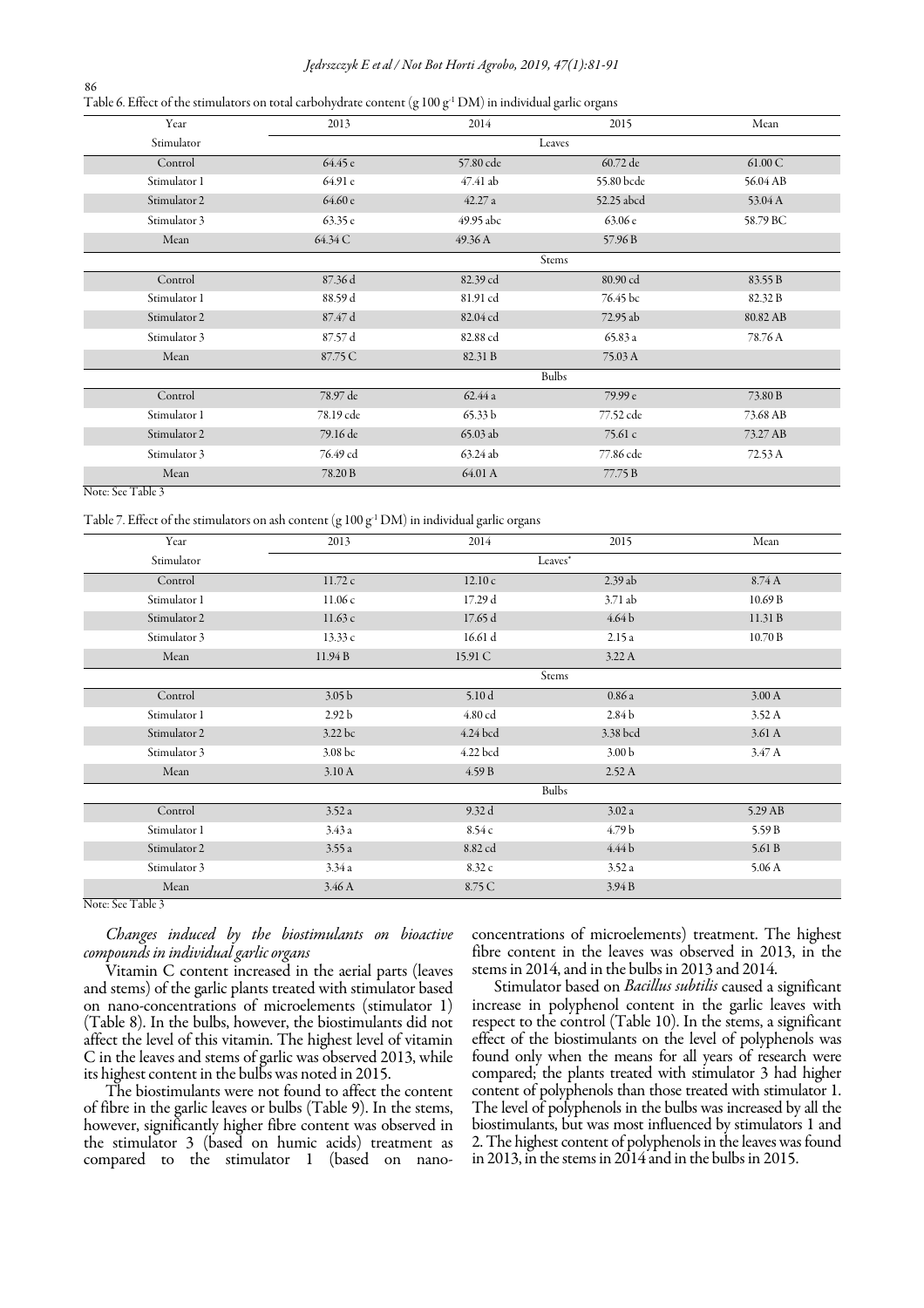Table 6. Effect of the stimulators on total carbohydrate content (g 100 g$^{-1}$ DM) in individual garlic organs

| Year | 2013 | 2014 | 2015 | Mean |
|---|---|---|---|---|
| Stimulator | | Leaves | | |
| Control | 64.45 e | 57.80 cde | 60.72 de | 61.00 C |
| Stimulator 1 | 64.91 e | 47.41 ab | 55.80 bcde | 56.04 AB |
| Stimulator 2 | 64.60 e | 42.27 a | 52.25 abcd | 53.04 A |
| Stimulator 3 | 63.35 e | 49.95 abc | 63.06 e | 58.79 BC |
| Mean | 64.34 C | 49.36 A | 57.96 B | |
| | | Stems | | |
| Control | 87.36 d | 82.39 cd | 80.90 cd | 83.55 B |
| Stimulator 1 | 88.59 d | 81.91 cd | 76.45 bc | 82.32 B |
| Stimulator 2 | 87.47 d | 82.04 cd | 72.95 ab | 80.82 AB |
| Stimulator 3 | 87.57 d | 82.88 cd | 65.83 a | 78.76 A |
| Mean | 87.75 C | 82.31 B | 75.03 A | |
| | | Bulbs | | |
| Control | 78.97 de | 62.44 a | 79.99 e | 73.80 B |
| Stimulator 1 | 78.19 cde | 65.33 b | 77.52 cde | 73.68 AB |
| Stimulator 2 | 79.16 de | 65.03 ab | 75.61 c | 73.27 AB |
| Stimulator 3 | 76.49 cd | 63.24 ab | 77.86 cde | 72.53 A |
| Mean | 78.20 B | 64.01 A | 77.75 B | |

Note: See Table 3

Table 7. Effect of the stimulators on ash content (g 100 g$^{-1}$ DM) in individual garlic organs

| Year | 2013 | 2014 | 2015 | Mean |
|---|---|---|---|---|
| Stimulator | | Leaves* | | |
| Control | 11.72 c | 12.10 c | 2.39 ab | 8.74 A |
| Stimulator 1 | 11.06 c | 17.29 d | 3.71 ab | 10.69 B |
| Stimulator 2 | 11.63 c | 17.65 d | 4.64 b | 11.31 B |
| Stimulator 3 | 13.33 c | 16.61 d | 2.15 a | 10.70 B |
| Mean | 11.94 B | 15.91 C | 3.22 A | |
| | | Stems | | |
| Control | 3.05 b | 5.10 d | 0.86 a | 3.00 A |
| Stimulator 1 | 2.92 b | 4.80 cd | 2.84 b | 3.52 A |
| Stimulator 2 | 3.22 bc | 4.24 bcd | 3.38 bcd | 3.61 A |
| Stimulator 3 | 3.08 bc | 4.22 bcd | 3.00 b | 3.47 A |
| Mean | 3.10 A | 4.59 B | 2.52 A | |
| | | Bulbs | | |
| Control | 3.52 a | 9.32 d | 3.02 a | 5.29 AB |
| Stimulator 1 | 3.43 a | 8.54 c | 4.79 b | 5.59 B |
| Stimulator 2 | 3.55 a | 8.82 cd | 4.44 b | 5.61 B |
| Stimulator 3 | 3.34 a | 8.32 c | 3.52 a | 5.06 A |
| Mean | 3.46 A | 8.75 C | 3.94 B | |

Note: See Table 3

*Changes induced by the biostimulants on bioactive compounds in individual garlic organs*

Vitamin C content increased in the aerial parts (leaves and stems) of the garlic plants treated with stimulator based on nano-concentrations of microelements (stimulator 1) (Table 8). In the bulbs, however, the biostimulants did not affect the level of this vitamin. The highest level of vitamin C in the leaves and stems of garlic was observed 2013, while its highest content in the bulbs was noted in 2015.

The biostimulants were not found to affect the content of fibre in the garlic leaves or bulbs (Table 9). In the stems, however, significantly higher fibre content was observed in the stimulator 3 (based on humic acids) treatment as compared to the stimulator 1 (based on nano-concentrations of microelements) treatment. The highest fibre content in the leaves was observed in 2013, in the stems in 2014, and in the bulbs in 2013 and 2014.

Stimulator based on *Bacillus subtilis* caused a significant increase in polyphenol content in the garlic leaves with respect to the control (Table 10). In the stems, a significant effect of the biostimulants on the level of polyphenols was found only when the means for all years of research were compared; the plants treated with stimulator 3 had higher content of polyphenols than those treated with stimulator 1. The level of polyphenols in the bulbs was increased by all the biostimulants, but was most influenced by stimulators 1 and 2. The highest content of polyphenols in the leaves was found in 2013, in the stems in 2014 and in the bulbs in 2015.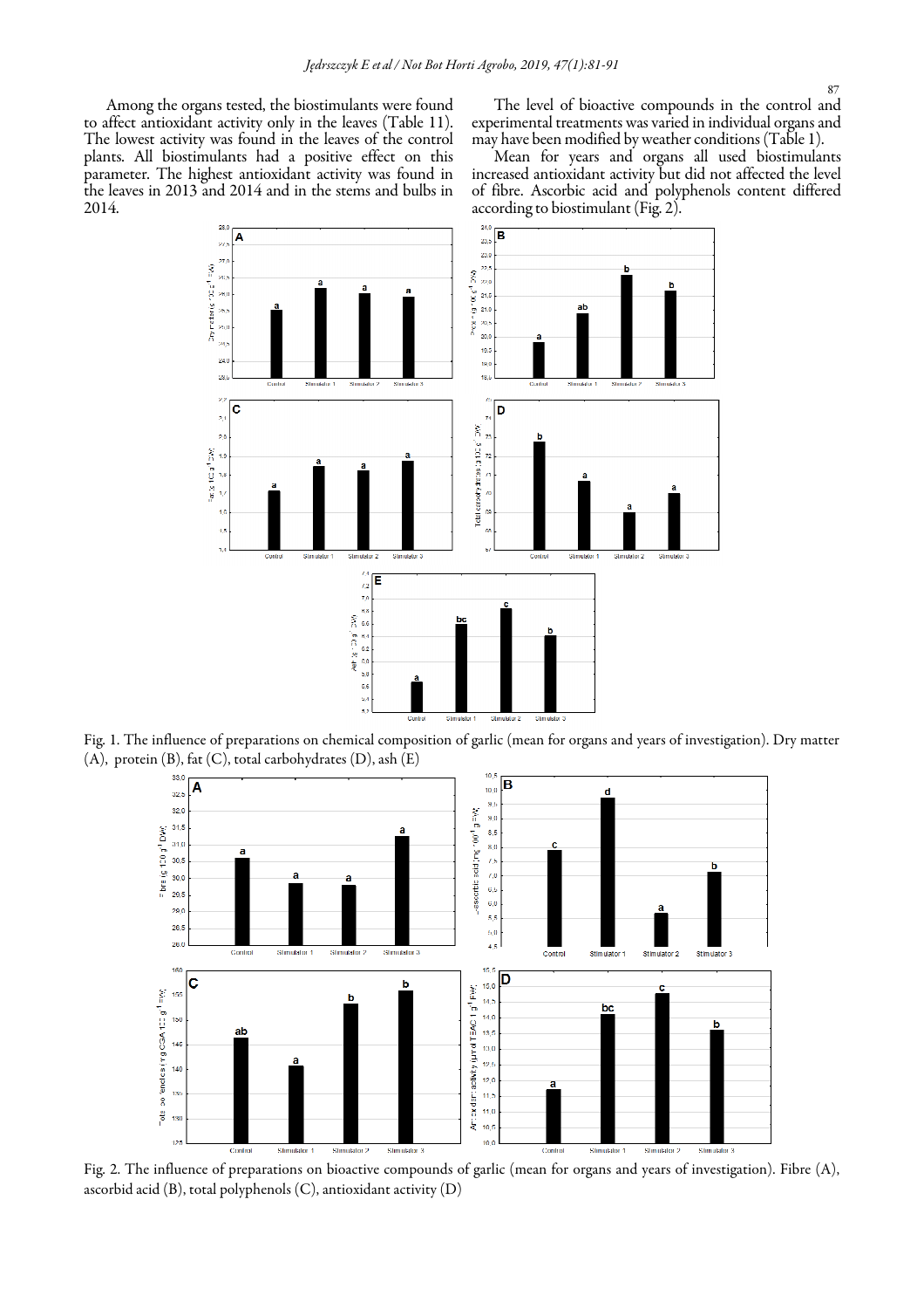Among the organs tested, the biostimulants were found to affect antioxidant activity only in the leaves (Table 11). The lowest activity was found in the leaves of the control plants. All biostimulants had a positive effect on this parameter. The highest antioxidant activity was found in the leaves in 2013 and 2014 and in the stems and bulbs in 2014.

The level of bioactive compounds in the control and experimental treatments was varied in individual organs and may have been modified by weather conditions (Table 1).

Mean for years and organs all used biostimulants increased antioxidant activity but did not affected the level of fibre. Ascorbic acid and polyphenols content differed according to biostimulant (Fig. 2).

Fig. 1. The influence of preparations on chemical composition of garlic (mean for organs and years of investigation). Dry matter (A), protein (B), fat (C), total carbohydrates (D), ash (E)

Fig. 2. The influence of preparations on bioactive compounds of garlic (mean for organs and years of investigation). Fibre (A), ascorbid acid (B), total polyphenols (C), antioxidant activity (D)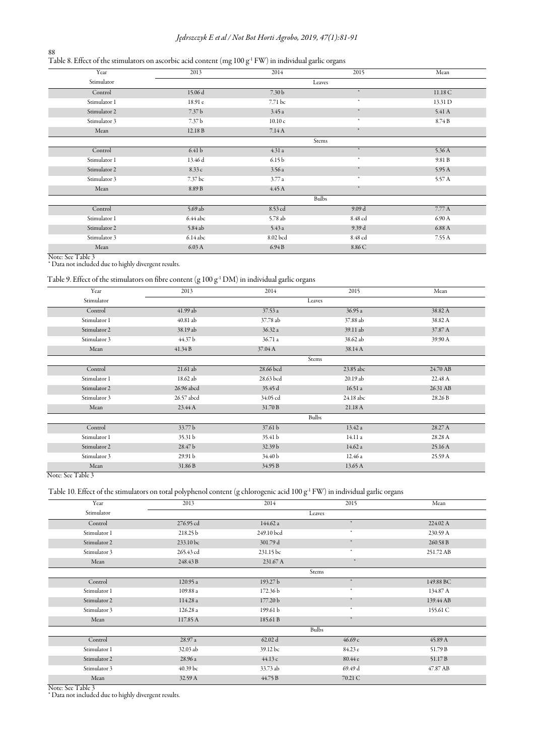Table 8. Effect of the stimulators on ascorbic acid content (mg 100 $g^{-1}$ FW) in individual garlic organs

| Year | 2013 | 2014 | 2015 | Mean |
|---|---|---|---|---|
| Stimulator | | Leaves | | |
| Control | 15.06 d | 7.30 b | * | 11.18 C |
| Stimulator 1 | 18.91 e | 7.71 bc | * | 13.31 D |
| Stimulator 2 | 7.37 b | 3.45 a | * | 5.41 A |
| Stimulator 3 | 7.37 b | 10.10 c | * | 8.74 B |
| Mean | 12.18 B | 7.14 A | * | |
| | | Stems | | |
| Control | 6.41 b | 4.31 a | * | 5.36 A |
| Stimulator 1 | 13.46 d | 6.15 b | * | 9.81 B |
| Stimulator 2 | 8.33 c | 3.56 a | * | 5.95 A |
| Stimulator 3 | 7.37 bc | 3.77 a | * | 5.57 A |
| Mean | 8.89 B | 4.45 A | * | |
| | | Bulbs | | |
| Control | 5.69 ab | 8.53 cd | 9.09 d | 7.77 A |
| Stimulator 1 | 6.44 abc | 5.78 ab | 8.48 cd | 6.90 A |
| Stimulator 2 | 5.84 ab | 5.43 a | 9.39 d | 6.88 A |
| Stimulator 3 | 6.14 abc | 8.02 bcd | 8.48 cd | 7.55 A |
| Mean | 6.03 A | 6.94 B | 8.86 C | |

Note: See Table 3
* Data not included due to highly divergent results.

Table 9. Effect of the stimulators on fibre content (g 100 $g^{-1}$ DM) in individual garlic organs

| Year | 2013 | 2014 | 2015 | Mean |
|---|---|---|---|---|
| Stimulator | | Leaves | | |
| Control | 41.99 ab | 37.53 a | 36.95 a | 38.82 A |
| Stimulator 1 | 40.81 ab | 37.78 ab | 37.88 ab | 38.82 A |
| Stimulator 2 | 38.19 ab | 36.32 a | 39.11 ab | 37.87 A |
| Stimulator 3 | 44.37 b | 36.71 a | 38.62 ab | 39.90 A |
| Mean | 41.34 B | 37.04 A | 38.14 A | |
| | | Stems | | |
| Control | 21.61 ab | 28.66 bcd | 23.85 abc | 24.70 AB |
| Stimulator 1 | 18.62 ab | 28.63 bcd | 20.19 ab | 22.48 A |
| Stimulator 2 | 26.96 abcd | 35.45 d | 16.51 a | 26.31 AB |
| Stimulator 3 | 26.57 abcd | 34.05 cd | 24.18 abc | 28.26 B |
| Mean | 23.44 A | 31.70 B | 21.18 A | |
| | | Bulbs | | |
| Control | 33.77 b | 37.61 b | 13.42 a | 28.27 A |
| Stimulator 1 | 35.31 b | 35.41 b | 14.11 a | 28.28 A |
| Stimulator 2 | 28.47 b | 32.39 b | 14.62 a | 25.16 A |
| Stimulator 3 | 29.91 b | 34.40 b | 12.46 a | 25.59 A |
| Mean | 31.86 B | 34.95 B | 13.65 A | |

Note: See Table 3

Table 10. Effect of the stimulators on total polyphenol content (g chlorogenic acid 100 $g^{-1}$ FW) in individual garlic organs

| Year | 2013 | 2014 | 2015 | Mean |
|---|---|---|---|---|
| Stimulator | | Leaves | | |
| Control | 276.95 cd | 144.62 a | * | 224.02 A |
| Stimulator 1 | 218.25 b | 249.10 bcd | * | 230.59 A |
| Stimulator 2 | 233.10 bc | 301.79 d | * | 260.58 B |
| Stimulator 3 | 265.43 cd | 231.15 bc | * | 251.72 AB |
| Mean | 248.43 B | 231.67 A | * | |
| | | Stems | | |
| Control | 120.95 a | 193.27 b | * | 149.88 BC |
| Stimulator 1 | 109.88 a | 172.36 b | * | 134.87 A |
| Stimulator 2 | 114.28 a | 177.20 b | * | 139.44 AB |
| Stimulator 3 | 126.28 a | 199.61 b | * | 155.61 C |
| Mean | 117.85 A | 185.61 B | * | |
| | | Bulbs | | |
| Control | 28.97 a | 62.02 d | 46.69 c | 45.89 A |
| Stimulator 1 | 32.03 ab | 39.12 bc | 84.23 e | 51.79 B |
| Stimulator 2 | 28.96 a | 44.13 c | 80.44 e | 51.17 B |
| Stimulator 3 | 40.39 bc | 33.73 ab | 69.49 d | 47.87 AB |
| Mean | 32.59 A | 44.75 B | 70.21 C | |

Note: See Table 3
* Data not included due to highly divergent results.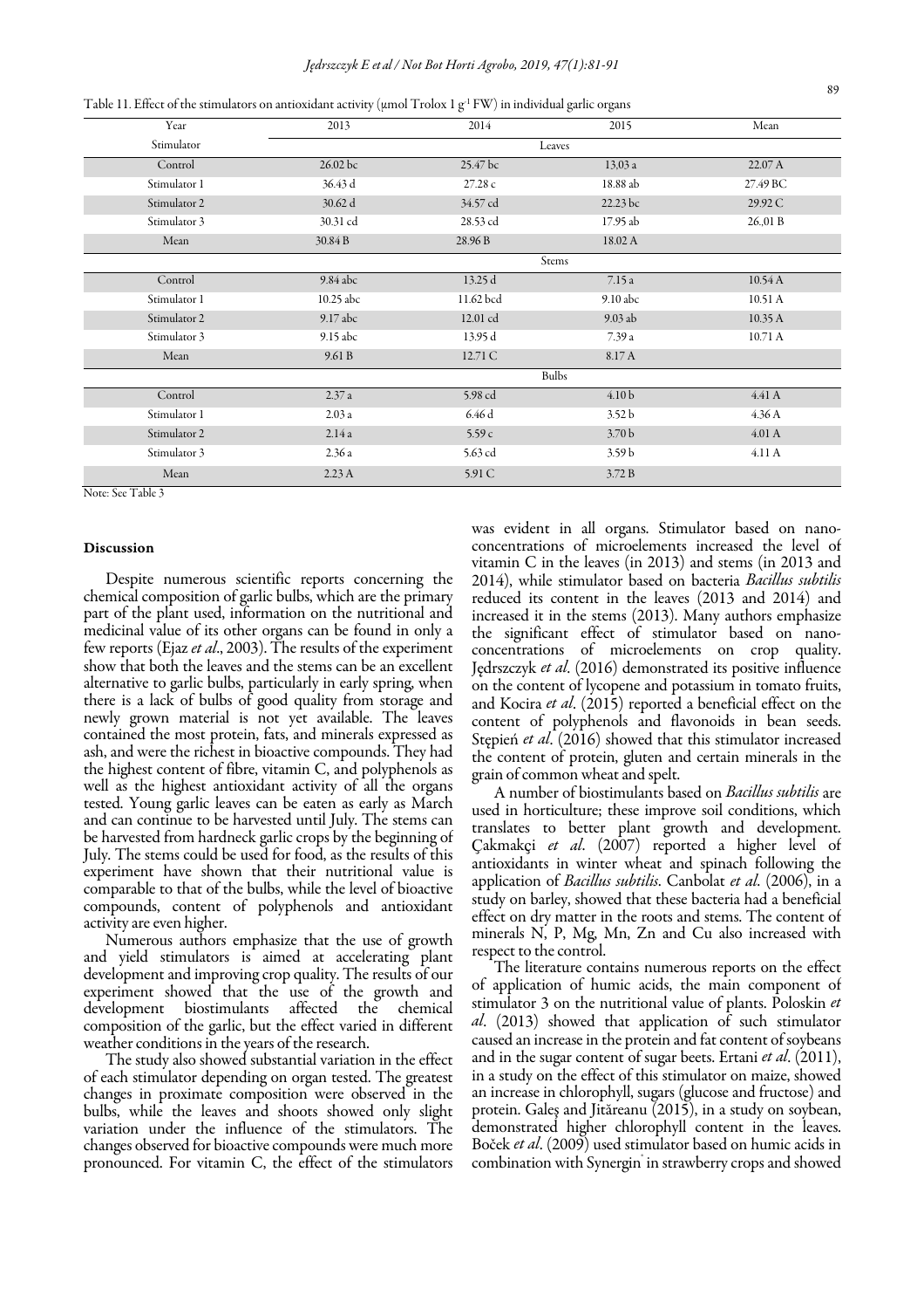Table 11. Effect of the stimulators on antioxidant activity (μmol Trolox 1 g$^{-1}$ FW) in individual garlic organs

| Year | 2013 | 2014 | 2015 | Mean |
|---|---|---|---|---|
| Stimulator | | Leaves | | |
| Control | 26.02 bc | 25.47 bc | 13,03 a | 22.07 A |
| Stimulator 1 | 36.43 d | 27.28 c | 18.88 ab | 27.49 BC |
| Stimulator 2 | 30.62 d | 34.57 cd | 22.23 bc | 29.92 C |
| Stimulator 3 | 30.31 cd | 28.53 cd | 17.95 ab | 26,.01 B |
| Mean | 30.84 B | 28.96 B | 18.02 A | |
| | | Stems | | |
| Control | 9.84 abc | 13.25 d | 7.15 a | 10.54 A |
| Stimulator 1 | 10.25 abc | 11.62 bcd | 9.10 abc | 10.51 A |
| Stimulator 2 | 9.17 abc | 12.01 cd | 9.03 ab | 10.35 A |
| Stimulator 3 | 9.15 abc | 13.95 d | 7.39 a | 10.71 A |
| Mean | 9.61 B | 12.71 C | 8.17 A | |
| | | Bulbs | | |
| Control | 2.37 a | 5.98 cd | 4.10 b | 4.41 A |
| Stimulator 1 | 2.03 a | 6.46 d | 3.52 b | 4.36 A |
| Stimulator 2 | 2.14 a | 5.59 c | 3.70 b | 4.01 A |
| Stimulator 3 | 2.36 a | 5.63 cd | 3.59 b | 4.11 A |
| Mean | 2.23 A | 5.91 C | 3.72 B | |

Note: See Table 3

## Discussion

Despite numerous scientific reports concerning the chemical composition of garlic bulbs, which are the primary part of the plant used, information on the nutritional and medicinal value of its other organs can be found in only a few reports (Ejaz *et al*., 2003). The results of the experiment show that both the leaves and the stems can be an excellent alternative to garlic bulbs, particularly in early spring, when there is a lack of bulbs of good quality from storage and newly grown material is not yet available. The leaves contained the most protein, fats, and minerals expressed as ash, and were the richest in bioactive compounds. They had the highest content of fibre, vitamin C, and polyphenols as well as the highest antioxidant activity of all the organs tested. Young garlic leaves can be eaten as early as March and can continue to be harvested until July. The stems can be harvested from hardneck garlic crops by the beginning of July. The stems could be used for food, as the results of this experiment have shown that their nutritional value is comparable to that of the bulbs, while the level of bioactive compounds, content of polyphenols and antioxidant activity are even higher.

Numerous authors emphasize that the use of growth and yield stimulators is aimed at accelerating plant development and improving crop quality. The results of our experiment showed that the use of the growth and development biostimulants affected the chemical composition of the garlic, but the effect varied in different weather conditions in the years of the research.

The study also showed substantial variation in the effect of each stimulator depending on organ tested. The greatest changes in proximate composition were observed in the bulbs, while the leaves and shoots showed only slight variation under the influence of the stimulators. The changes observed for bioactive compounds were much more pronounced. For vitamin C, the effect of the stimulators was evident in all organs. Stimulator based on nano-concentrations of microelements increased the level of vitamin C in the leaves (in 2013) and stems (in 2013 and 2014), while stimulator based on bacteria *Bacillus subtilis* reduced its content in the leaves (2013 and 2014) and increased it in the stems (2013). Many authors emphasize the significant effect of stimulator based on nano-concentrations of microelements on crop quality. Jędrszczyk *et al*. (2016) demonstrated its positive influence on the content of lycopene and potassium in tomato fruits, and Kocira *et al*. (2015) reported a beneficial effect on the content of polyphenols and flavonoids in bean seeds. Stępień *et al*. (2016) showed that this stimulator increased the content of protein, gluten and certain minerals in the grain of common wheat and spelt.

A number of biostimulants based on *Bacillus subtilis* are used in horticulture; these improve soil conditions, which translates to better plant growth and development. Çakmakçi *et al*. (2007) reported a higher level of antioxidants in winter wheat and spinach following the application of *Bacillus subtilis*. Canbolat *et al*. (2006), in a study on barley, showed that these bacteria had a beneficial effect on dry matter in the roots and stems. The content of minerals N, P, Mg, Mn, Zn and Cu also increased with respect to the control.

The literature contains numerous reports on the effect of application of humic acids, the main component of stimulator 3 on the nutritional value of plants. Poloskin *et al*. (2013) showed that application of such stimulator caused an increase in the protein and fat content of soybeans and in the sugar content of sugar beets. Ertani *et al*. (2011), in a study on the effect of this stimulator on maize, showed an increase in chlorophyll, sugars (glucose and fructose) and protein. Galeş and Jităreanu (2015), in a study on soybean, demonstrated higher chlorophyll content in the leaves. Boček *et al*. (2009) used stimulator based on humic acids in combination with Synergin® in strawberry crops and showed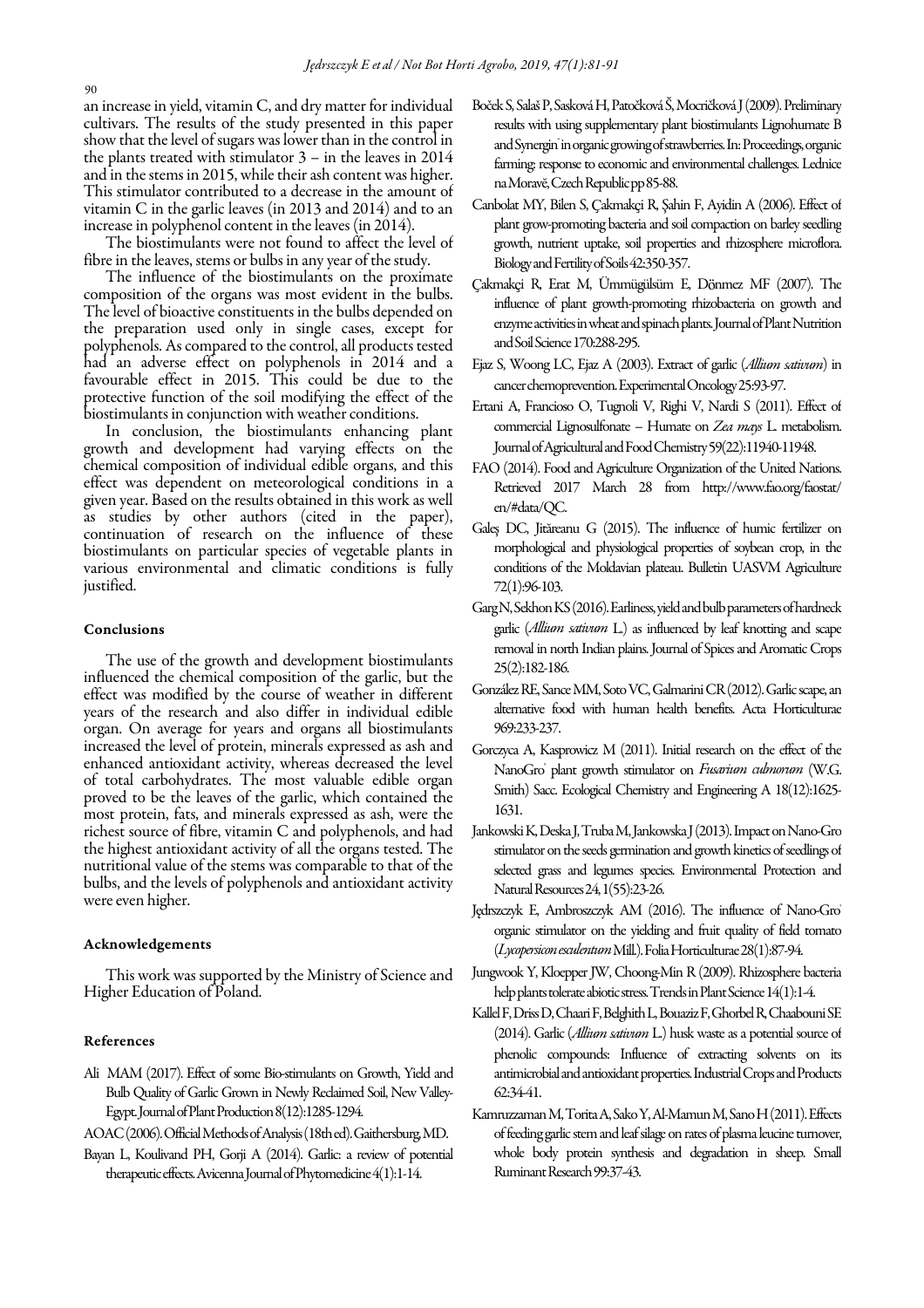an increase in yield, vitamin C, and dry matter for individual cultivars. The results of the study presented in this paper show that the level of sugars was lower than in the control in the plants treated with stimulator 3 – in the leaves in 2014 and in the stems in 2015, while their ash content was higher. This stimulator contributed to a decrease in the amount of vitamin C in the garlic leaves (in 2013 and 2014) and to an increase in polyphenol content in the leaves (in 2014).

The biostimulants were not found to affect the level of fibre in the leaves, stems or bulbs in any year of the study.

The influence of the biostimulants on the proximate composition of the organs was most evident in the bulbs. The level of bioactive constituents in the bulbs depended on the preparation used only in single cases, except for polyphenols. As compared to the control, all products tested had an adverse effect on polyphenols in 2014 and a favourable effect in 2015. This could be due to the protective function of the soil modifying the effect of the biostimulants in conjunction with weather conditions.

In conclusion, the biostimulants enhancing plant growth and development had varying effects on the chemical composition of individual edible organs, and this effect was dependent on meteorological conditions in a given year. Based on the results obtained in this work as well as studies by other authors (cited in the paper), continuation of research on the influence of these biostimulants on particular species of vegetable plants in various environmental and climatic conditions is fully justified.

## Conclusions

The use of the growth and development biostimulants influenced the chemical composition of the garlic, but the effect was modified by the course of weather in different years of the research and also differ in individual edible organ. On average for years and organs all biostimulants increased the level of protein, minerals expressed as ash and enhanced antioxidant activity, whereas decreased the level of total carbohydrates. The most valuable edible organ proved to be the leaves of the garlic, which contained the most protein, fats, and minerals expressed as ash, were the richest source of fibre, vitamin C and polyphenols, and had the highest antioxidant activity of all the organs tested. The nutritional value of the stems was comparable to that of the bulbs, and the levels of polyphenols and antioxidant activity were even higher.

## Acknowledgements

This work was supported by the Ministry of Science and Higher Education of Poland.

## References

Ali MAM (2017). Effect of some Bio-stimulants on Growth, Yield and Bulb Quality of Garlic Grown in Newly Reclaimed Soil, New Valley-Egypt. Journal of Plant Production 8(12):1285-1294.

AOAC (2006). Official Methods of Analysis (18th ed). Gaithersburg, MD.

Bayan L, Koulivand PH, Gorji A (2014). Garlic: a review of potential therapeutic effects. Avicenna Journal of Phytomedicine 4(1):1-14.

Boček S, Salaš P, Sasková H, Patočková Š, Mocričková J (2009). Preliminary results with using supplementary plant biostimulants Lignohumate B and Synergin® in organic growing of strawberries. In: Proceedings, organic farming: response to economic and environmental challenges. Lednice na Moravě, Czech Republic pp 85-88.

Canbolat MY, Bilen S, Çakmakçi R, Şahin F, Ayidin A (2006). Effect of plant grow-promoting bacteria and soil compaction on barley seedling growth, nutrient uptake, soil properties and rhizosphere microflora. Biology and Fertility of Soils 42:350-357.

Çakmakçi R, Erat M, Ümmügülsüm E, Dönmez MF (2007). The influence of plant growth-promoting rhizobacteria on growth and enzyme activities in wheat and spinach plants. Journal of Plant Nutrition and Soil Science 170:288-295.

Ejaz S, Woong LC, Ejaz A (2003). Extract of garlic (*Allium sativum*) in cancer chemoprevention. Experimental Oncology 25:93-97.

Ertani A, Francioso O, Tugnoli V, Righi V, Nardi S (2011). Effect of commercial Lignosulfonate – Humate on *Zea mays* L. metabolism. Journal of Agricultural and Food Chemistry 59(22):11940-11948.

FAO (2014). Food and Agriculture Organization of the United Nations. Retrieved 2017 March 28 from http://www.fao.org/faostat/en/#data/QC.

Galeş DC, Jităreanu G (2015). The influence of humic fertilizer on morphological and physiological properties of soybean crop, in the conditions of the Moldavian plateau. Bulletin UASVM Agriculture 72(1):96-103.

Garg N, Sekhon KS (2016). Earliness, yield and bulb parameters of hardneck garlic (*Allium sativum* L.) as influenced by leaf knotting and scape removal in north Indian plains. Journal of Spices and Aromatic Crops 25(2):182-186.

González RE, Sance MM, Soto VC, Galmarini CR (2012). Garlic scape, an alternative food with human health benefits. Acta Horticulturae 969:233-237.

Gorczyca A, Kasprowicz M (2011). Initial research on the effect of the NanoGro® plant growth stimulator on *Fusarium culmorum* (W.G. Smith) Sacc. Ecological Chemistry and Engineering A 18(12):1625-1631.

Jankowski K, Deska J, Truba M, Jankowska J (2013). Impact on Nano-Gro stimulator on the seeds germination and growth kinetics of seedlings of selected grass and legumes species. Environmental Protection and Natural Resources 24, 1(55):23-26.

Jędrszczyk E, Ambroszczyk AM (2016). The influence of Nano-Gro® organic stimulator on the yielding and fruit quality of field tomato (*Lycopersicon esculentum* Mill.). Folia Horticulturae 28(1):87-94.

Jungwook Y, Kloepper JW, Choong-Min R (2009). Rhizosphere bacteria help plants tolerate abiotic stress. Trends in Plant Science 14(1):1-4.

Kallel F, Driss D, Chaari F, Belghith L, Bouaziz F, Ghorbel R, Chaabouni SE (2014). Garlic (*Allium sativum* L.) husk waste as a potential source of phenolic compounds: Influence of extracting solvents on its antimicrobial and antioxidant properties. Industrial Crops and Products 62:34-41.

Kamruzzaman M, Torita A, Sako Y, Al-Mamun M, Sano H (2011). Effects of feeding garlic stem and leaf silage on rates of plasma leucine turnover, whole body protein synthesis and degradation in sheep. Small Ruminant Research 99:37-43.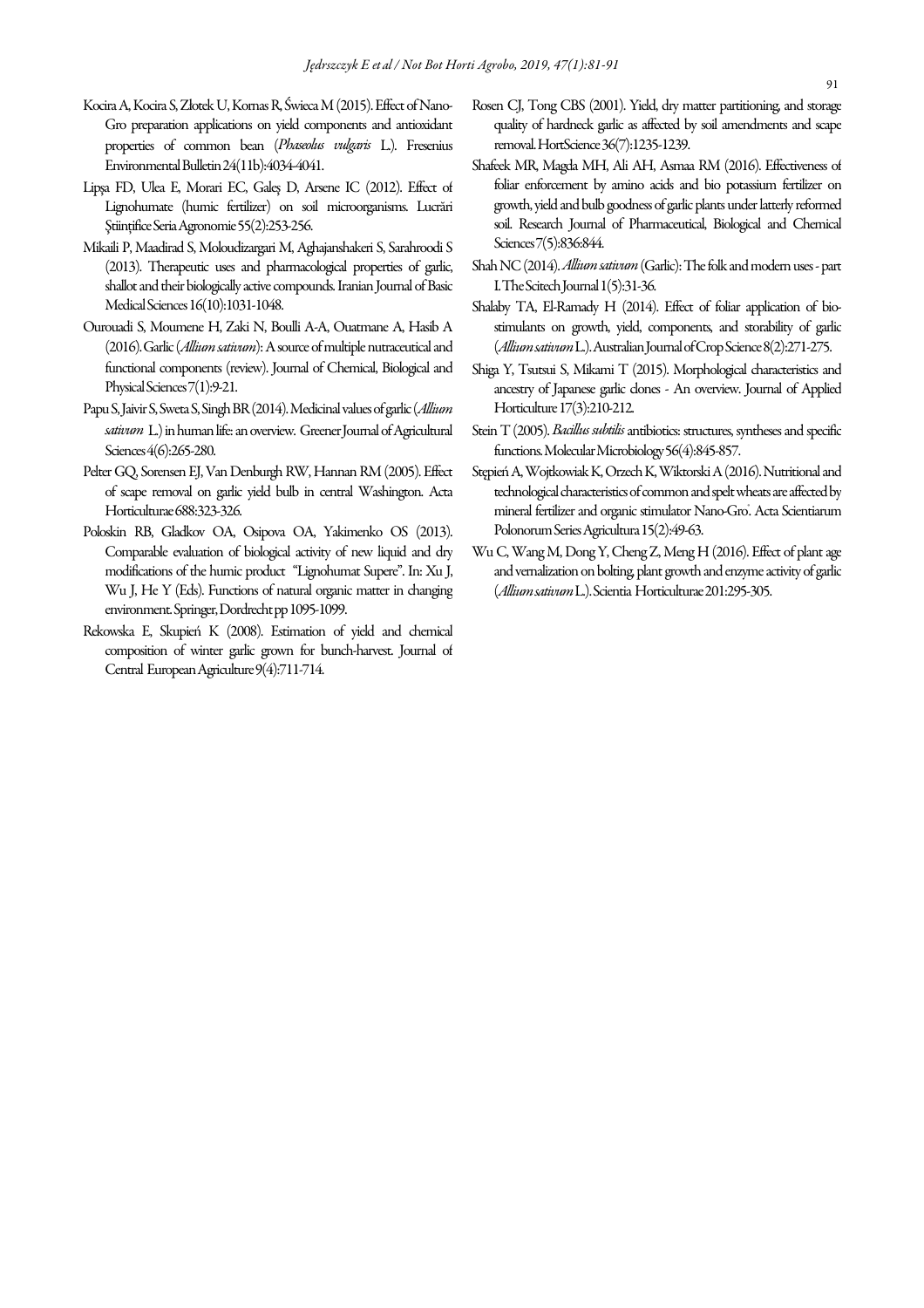Kocira A, Kocira S, Złotek U, Kornas R, Świeca M (2015). Effect of Nano-Gro preparation applications on yield components and antioxidant properties of common bean (*Phaseolus vulgaris* L.). Fresenius Environmental Bulletin 24(11b):4034-4041.

Lipşa FD, Ulea E, Morari EC, Galeş D, Arsene IC (2012). Effect of Lignohumate (humic fertilizer) on soil microorganisms. Lucrări Ştiinţifice Seria Agronomie 55(2):253-256.

Mikaili P, Maadirad S, Moloudizargari M, Aghajanshakeri S, Sarahroodi S (2013). Therapeutic uses and pharmacological properties of garlic, shallot and their biologically active compounds. Iranian Journal of Basic Medical Sciences 16(10):1031-1048.

Ourouadi S, Moumene H, Zaki N, Boulli A-A, Ouatmane A, Hasib A (2016). Garlic (*Allium sativum*): A source of multiple nutraceutical and functional components (review). Journal of Chemical, Biological and Physical Sciences 7(1):9-21.

Papu S, Jaivir S, Sweta S, Singh BR (2014). Medicinal values of garlic (*Allium sativum* L.) in human life: an overview. Greener Journal of Agricultural Sciences 4(6):265-280.

Pelter GQ, Sorensen EJ, Van Denburgh RW, Hannan RM (2005). Effect of scape removal on garlic yield bulb in central Washington. Acta Horticulturae 688:323-326.

Poloskin RB, Gladkov OA, Osipova OA, Yakimenko OS (2013). Comparable evaluation of biological activity of new liquid and dry modifications of the humic product "Lignohumat Supere". In: Xu J, Wu J, He Y (Eds). Functions of natural organic matter in changing environment. Springer, Dordrecht pp 1095-1099.

Rekowska E, Skupień K (2008). Estimation of yield and chemical composition of winter garlic grown for bunch-harvest. Journal of Central European Agriculture 9(4):711-714.

Rosen CJ, Tong CBS (2001). Yield, dry matter partitioning, and storage quality of hardneck garlic as affected by soil amendments and scape removal. HortScience 36(7):1235-1239.

Shafeek MR, Magda MH, Ali AH, Asmaa RM (2016). Effectiveness of foliar enforcement by amino acids and bio potassium fertilizer on growth, yield and bulb goodness of garlic plants under latterly reformed soil. Research Journal of Pharmaceutical, Biological and Chemical Sciences 7(5):836-844.

Shah NC (2014). *Allium sativum* (Garlic): The folk and modern uses - part I. The Scitech Journal 1(5):31-36.

Shalaby TA, El-Ramady H (2014). Effect of foliar application of bio-stimulants on growth, yield, components, and storability of garlic (*Allium sativum* L.). Australian Journal of Crop Science 8(2):271-275.

Shiga Y, Tsutsui S, Mikami T (2015). Morphological characteristics and ancestry of Japanese garlic clones - An overview. Journal of Applied Horticulture 17(3):210-212.

Stein T (2005). *Bacillus subtilis* antibiotics: structures, syntheses and specific functions. Molecular Microbiology 56(4):845-857.

Stępień A, Wojtkowiak K, Orzech K, Wiktorski A (2016). Nutritional and technological characteristics of common and spelt wheats are affected by mineral fertilizer and organic stimulator Nano-Gro®. Acta Scientiarum Polonorum Series Agricultura 15(2):49-63.

Wu C, Wang M, Dong Y, Cheng Z, Meng H (2016). Effect of plant age and vernalization on bolting, plant growth and enzyme activity of garlic (*Allium sativum* L.). Scientia Horticulturae 201:295-305.